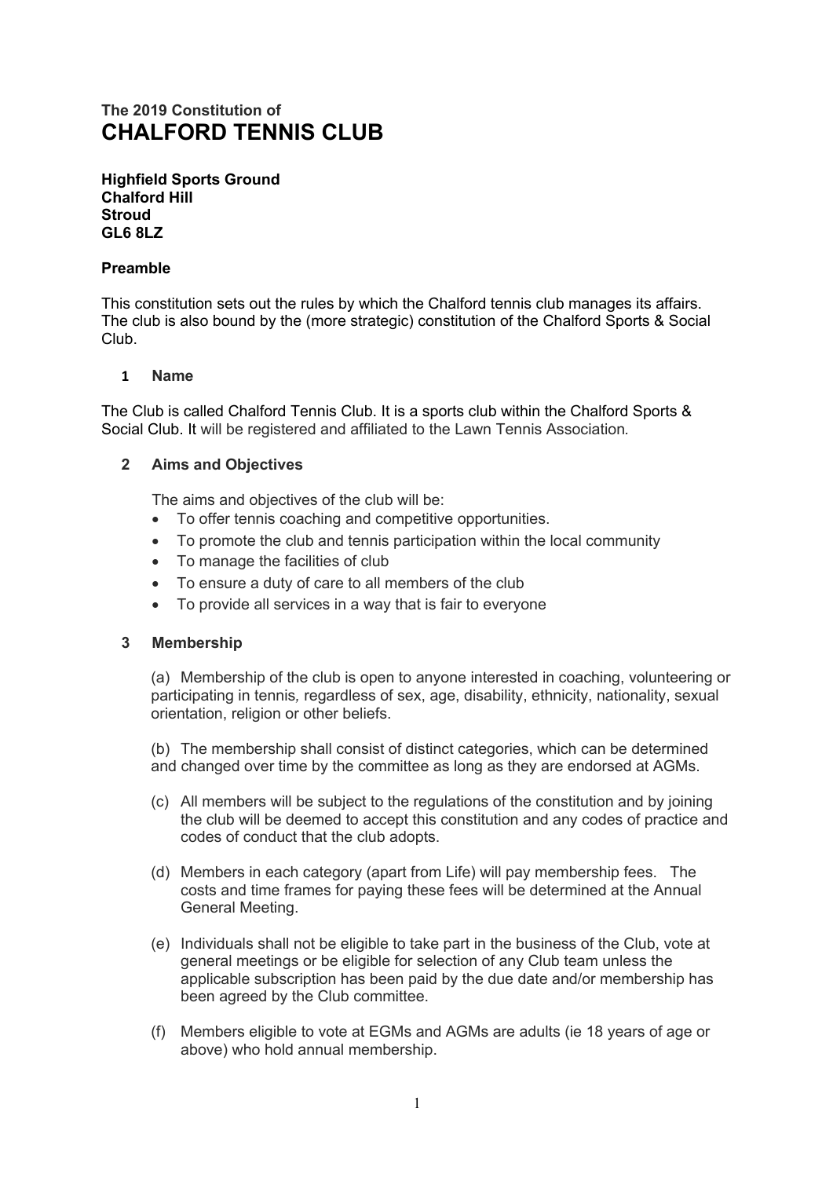**The 2019 Constitution of**

# CHALFORD TENNIS CLUB

**Highfield Sports Ground**
**Chalford Hill**
**Stroud**
**GL6 8LZ**

## Preamble

This constitution sets out the rules by which the Chalford tennis club manages its affairs. The club is also bound by the (more strategic) constitution of the Chalford Sports & Social Club.

### 1 Name

The Club is called Chalford Tennis Club. It is a sports club within the Chalford Sports & Social Club. It will be registered and affiliated to the Lawn Tennis Association.

### 2 Aims and Objectives

The aims and objectives of the club will be:

- To offer tennis coaching and competitive opportunities.
- To promote the club and tennis participation within the local community
- To manage the facilities of club
- To ensure a duty of care to all members of the club
- To provide all services in a way that is fair to everyone

### 3 Membership

(a) Membership of the club is open to anyone interested in coaching, volunteering or participating in tennis, regardless of sex, age, disability, ethnicity, nationality, sexual orientation, religion or other beliefs.

(b) The membership shall consist of distinct categories, which can be determined and changed over time by the committee as long as they are endorsed at AGMs.

(c) All members will be subject to the regulations of the constitution and by joining the club will be deemed to accept this constitution and any codes of practice and codes of conduct that the club adopts.

(d) Members in each category (apart from Life) will pay membership fees. The costs and time frames for paying these fees will be determined at the Annual General Meeting.

(e) Individuals shall not be eligible to take part in the business of the Club, vote at general meetings or be eligible for selection of any Club team unless the applicable subscription has been paid by the due date and/or membership has been agreed by the Club committee.

(f) Members eligible to vote at EGMs and AGMs are adults (ie 18 years of age or above) who hold annual membership.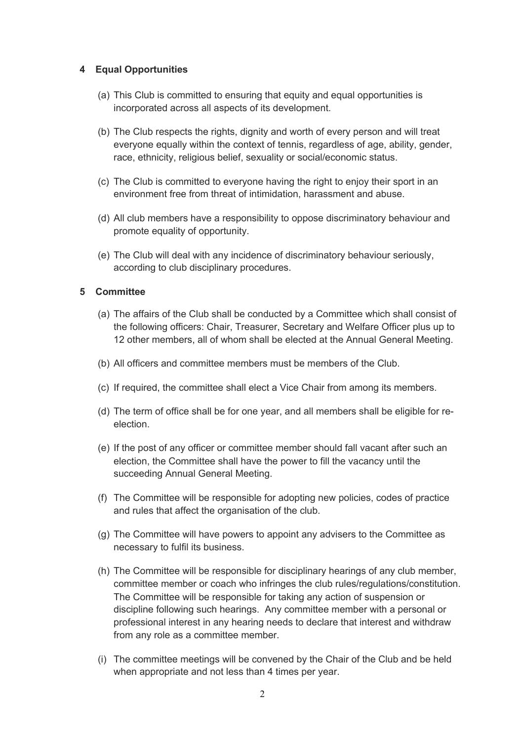## 4 Equal Opportunities

(a) This Club is committed to ensuring that equity and equal opportunities is incorporated across all aspects of its development.

(b) The Club respects the rights, dignity and worth of every person and will treat everyone equally within the context of tennis, regardless of age, ability, gender, race, ethnicity, religious belief, sexuality or social/economic status.

(c) The Club is committed to everyone having the right to enjoy their sport in an environment free from threat of intimidation, harassment and abuse.

(d) All club members have a responsibility to oppose discriminatory behaviour and promote equality of opportunity.

(e) The Club will deal with any incidence of discriminatory behaviour seriously, according to club disciplinary procedures.

## 5 Committee

(a) The affairs of the Club shall be conducted by a Committee which shall consist of the following officers: Chair, Treasurer, Secretary and Welfare Officer plus up to 12 other members, all of whom shall be elected at the Annual General Meeting.

(b) All officers and committee members must be members of the Club.

(c) If required, the committee shall elect a Vice Chair from among its members.

(d) The term of office shall be for one year, and all members shall be eligible for re-election.

(e) If the post of any officer or committee member should fall vacant after such an election, the Committee shall have the power to fill the vacancy until the succeeding Annual General Meeting.

(f) The Committee will be responsible for adopting new policies, codes of practice and rules that affect the organisation of the club.

(g) The Committee will have powers to appoint any advisers to the Committee as necessary to fulfil its business.

(h) The Committee will be responsible for disciplinary hearings of any club member, committee member or coach who infringes the club rules/regulations/constitution. The Committee will be responsible for taking any action of suspension or discipline following such hearings. Any committee member with a personal or professional interest in any hearing needs to declare that interest and withdraw from any role as a committee member.

(i) The committee meetings will be convened by the Chair of the Club and be held when appropriate and not less than 4 times per year.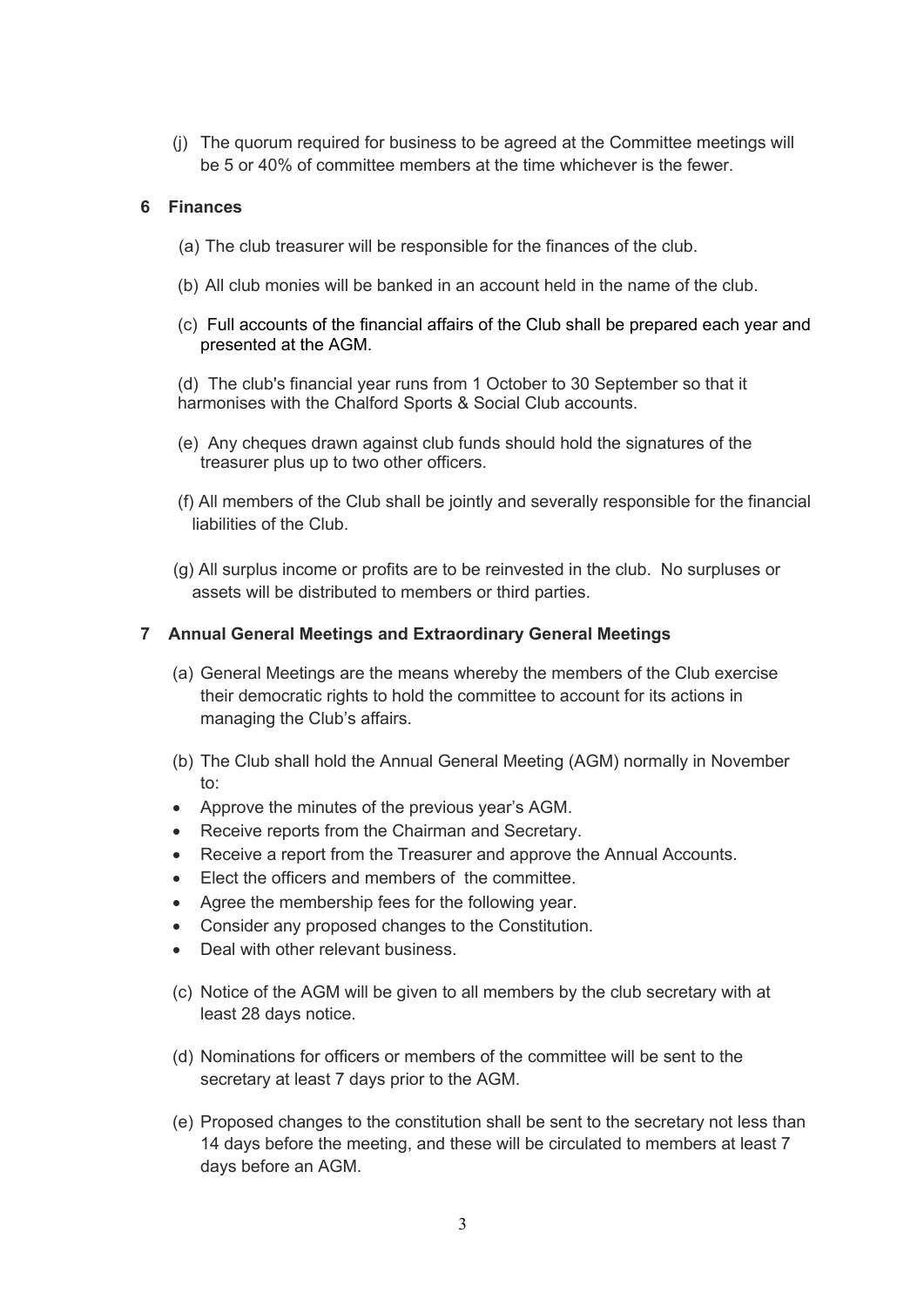(j) The quorum required for business to be agreed at the Committee meetings will be 5 or 40% of committee members at the time whichever is the fewer.

## 6 Finances

(a) The club treasurer will be responsible for the finances of the club.

(b) All club monies will be banked in an account held in the name of the club.

(c) Full accounts of the financial affairs of the Club shall be prepared each year and presented at the AGM.

(d) The club's financial year runs from 1 October to 30 September so that it harmonises with the Chalford Sports & Social Club accounts.

(e) Any cheques drawn against club funds should hold the signatures of the treasurer plus up to two other officers.

(f) All members of the Club shall be jointly and severally responsible for the financial liabilities of the Club.

(g) All surplus income or profits are to be reinvested in the club. No surpluses or assets will be distributed to members or third parties.

## 7 Annual General Meetings and Extraordinary General Meetings

(a) General Meetings are the means whereby the members of the Club exercise their democratic rights to hold the committee to account for its actions in managing the Club's affairs.

(b) The Club shall hold the Annual General Meeting (AGM) normally in November to:

- Approve the minutes of the previous year's AGM.
- Receive reports from the Chairman and Secretary.
- Receive a report from the Treasurer and approve the Annual Accounts.
- Elect the officers and members of the committee.
- Agree the membership fees for the following year.
- Consider any proposed changes to the Constitution.
- Deal with other relevant business.

(c) Notice of the AGM will be given to all members by the club secretary with at least 28 days notice.

(d) Nominations for officers or members of the committee will be sent to the secretary at least 7 days prior to the AGM.

(e) Proposed changes to the constitution shall be sent to the secretary not less than 14 days before the meeting, and these will be circulated to members at least 7 days before an AGM.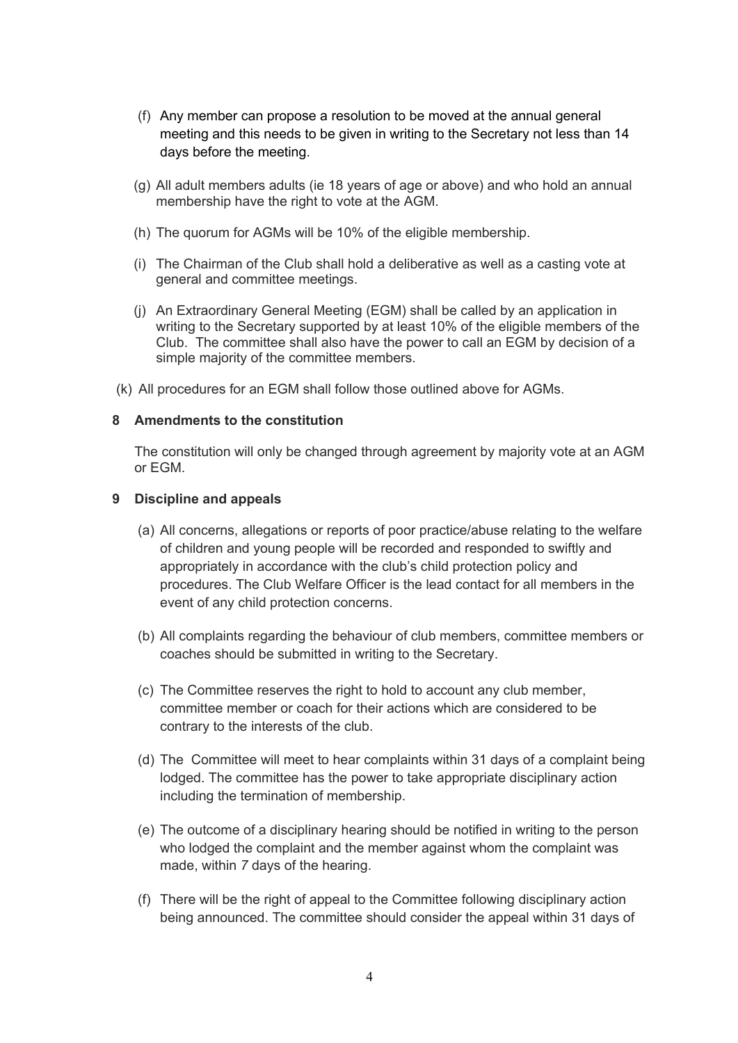(f) Any member can propose a resolution to be moved at the annual general meeting and this needs to be given in writing to the Secretary not less than 14 days before the meeting.

(g) All adult members adults (ie 18 years of age or above) and who hold an annual membership have the right to vote at the AGM.

(h) The quorum for AGMs will be 10% of the eligible membership.

(i) The Chairman of the Club shall hold a deliberative as well as a casting vote at general and committee meetings.

(j) An Extraordinary General Meeting (EGM) shall be called by an application in writing to the Secretary supported by at least 10% of the eligible members of the Club. The committee shall also have the power to call an EGM by decision of a simple majority of the committee members.

(k) All procedures for an EGM shall follow those outlined above for AGMs.

**8 Amendments to the constitution**

The constitution will only be changed through agreement by majority vote at an AGM or EGM.

**9 Discipline and appeals**

(a) All concerns, allegations or reports of poor practice/abuse relating to the welfare of children and young people will be recorded and responded to swiftly and appropriately in accordance with the club's child protection policy and procedures. The Club Welfare Officer is the lead contact for all members in the event of any child protection concerns.

(b) All complaints regarding the behaviour of club members, committee members or coaches should be submitted in writing to the Secretary.

(c) The Committee reserves the right to hold to account any club member, committee member or coach for their actions which are considered to be contrary to the interests of the club.

(d) The Committee will meet to hear complaints within 31 days of a complaint being lodged. The committee has the power to take appropriate disciplinary action including the termination of membership.

(e) The outcome of a disciplinary hearing should be notified in writing to the person who lodged the complaint and the member against whom the complaint was made, within *7* days of the hearing.

(f) There will be the right of appeal to the Committee following disciplinary action being announced. The committee should consider the appeal within 31 days of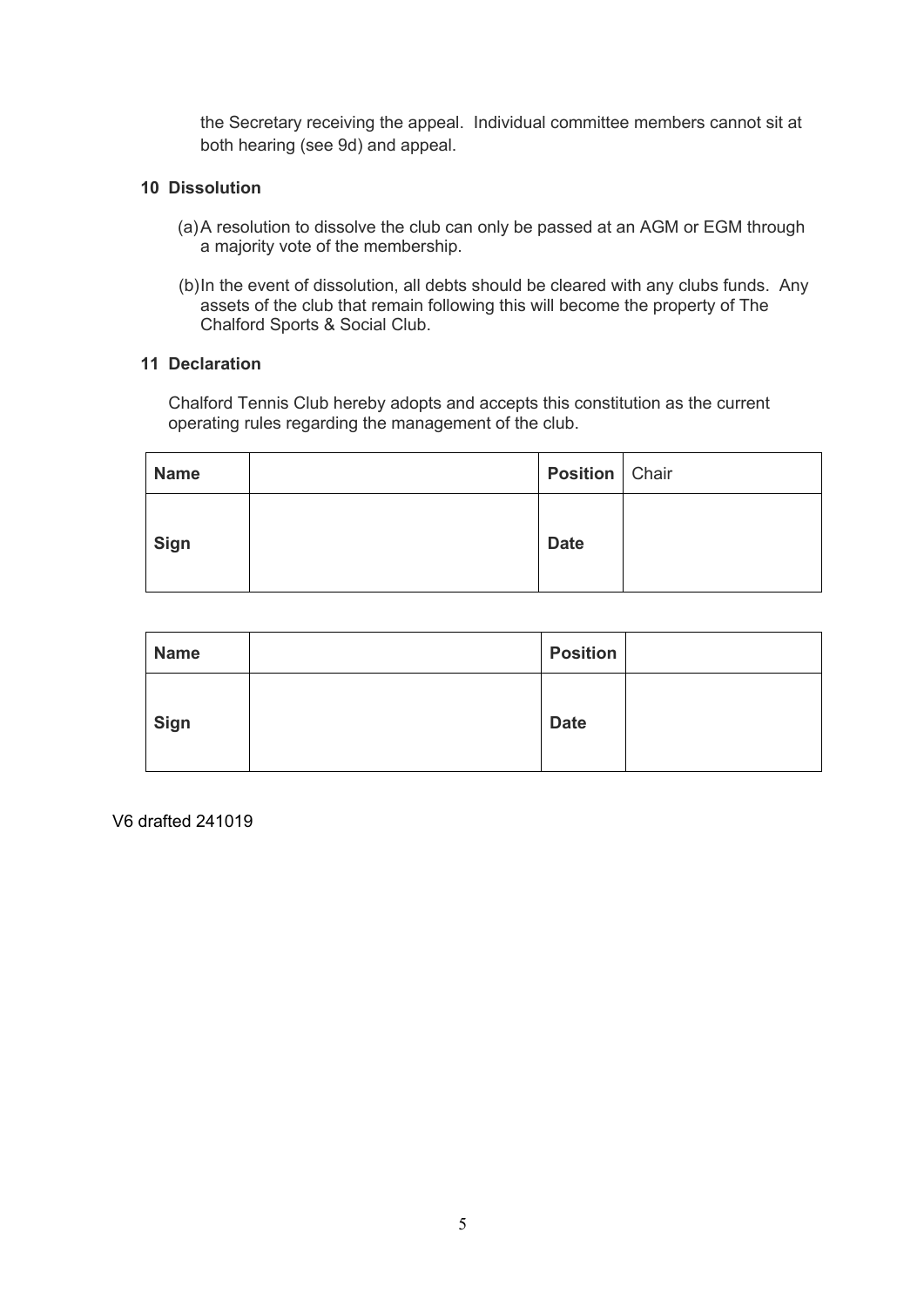the Secretary receiving the appeal.  Individual committee members cannot sit at both hearing (see 9d) and appeal.

**10  Dissolution**

(a) A resolution to dissolve the club can only be passed at an AGM or EGM through a majority vote of the membership.

(b) In the event of dissolution, all debts should be cleared with any clubs funds.  Any assets of the club that remain following this will become the property of The Chalford Sports & Social Club.

**11  Declaration**

Chalford Tennis Club hereby adopts and accepts this constitution as the current operating rules regarding the management of the club.

| | | | |
|---|---|---|---|
| **Name** | | **Position** | Chair |
| **Sign** | | **Date** | |

| | | | |
|---|---|---|---|
| **Name** | | **Position** | |
| **Sign** | | **Date** | |

V6 drafted 241019